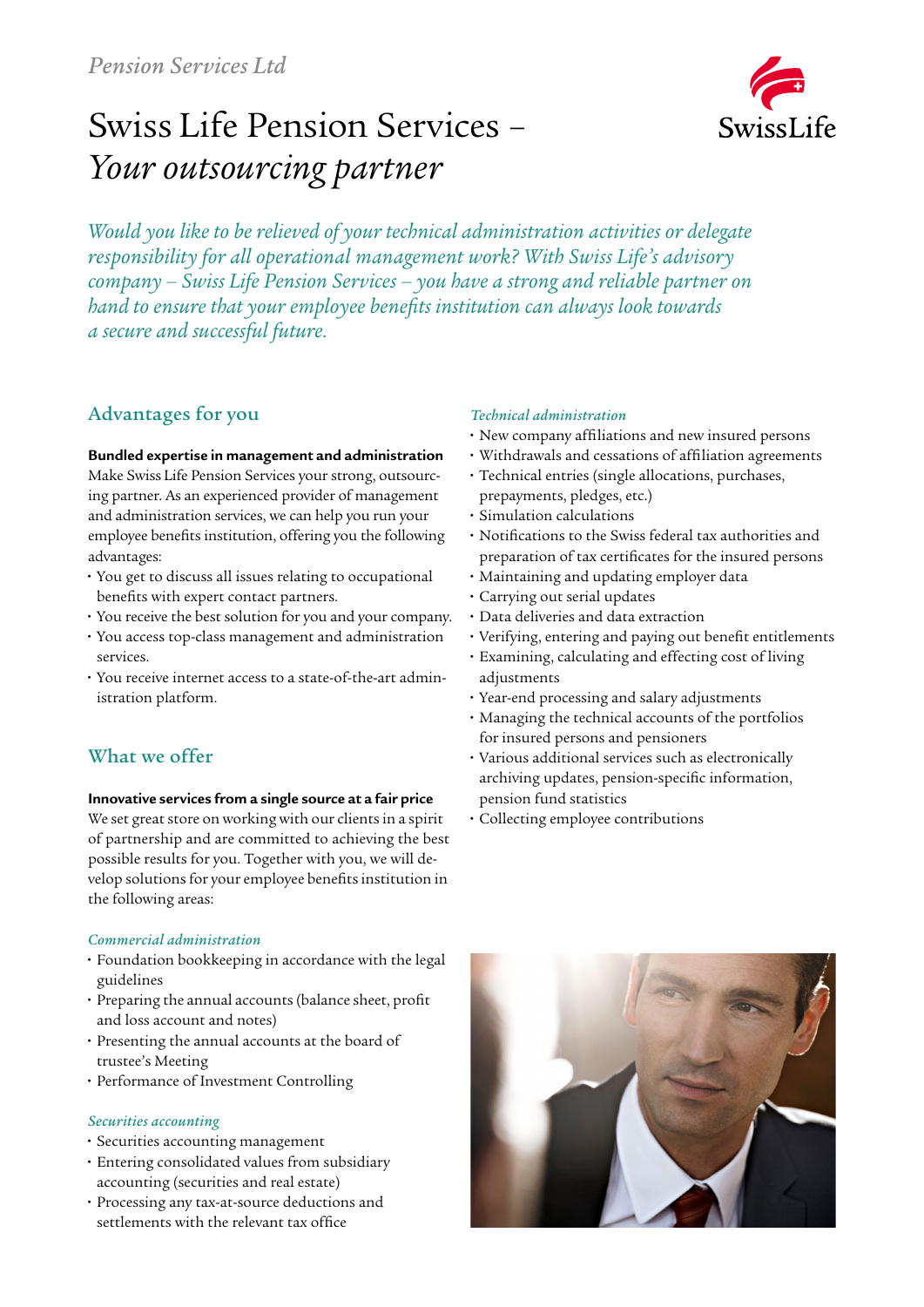*Pension Services Ltd*

# Swiss Life Pension Services – *Your outsourcing partner*

*Would you like to be relieved of your technical administration activities or delegate responsibility for all operational management work? With Swiss Life's advisory company – Swiss Life Pension Services – you have a strong and reliable partner on hand to ensure that your employee benefits institution can always look towards a secure and successful future.*

## Advantages for you

**Bundled expertise in management and administration**
Make Swiss Life Pension Services your strong, outsourcing partner. As an experienced provider of management and administration services, we can help you run your employee benefits institution, offering you the following advantages:

- You get to discuss all issues relating to occupational benefits with expert contact partners.
- You receive the best solution for you and your company.
- You access top-class management and administration services.
- You receive internet access to a state-of-the-art administration platform.

## What we offer

**Innovative services from a single source at a fair price**
We set great store on working with our clients in a spirit of partnership and are committed to achieving the best possible results for you. Together with you, we will develop solutions for your employee benefits institution in the following areas:

### *Commercial administration*

- Foundation bookkeeping in accordance with the legal guidelines
- Preparing the annual accounts (balance sheet, profit and loss account and notes)
- Presenting the annual accounts at the board of trustee's Meeting
- Performance of Investment Controlling

### *Securities accounting*

- Securities accounting management
- Entering consolidated values from subsidiary accounting (securities and real estate)
- Processing any tax-at-source deductions and settlements with the relevant tax office

### *Technical administration*

- New company affiliations and new insured persons
- Withdrawals and cessations of affiliation agreements
- Technical entries (single allocations, purchases, prepayments, pledges, etc.)
- Simulation calculations
- Notifications to the Swiss federal tax authorities and preparation of tax certificates for the insured persons
- Maintaining and updating employer data
- Carrying out serial updates
- Data deliveries and data extraction
- Verifying, entering and paying out benefit entitlements
- Examining, calculating and effecting cost of living adjustments
- Year-end processing and salary adjustments
- Managing the technical accounts of the portfolios for insured persons and pensioners
- Various additional services such as electronically archiving updates, pension-specific information, pension fund statistics
- Collecting employee contributions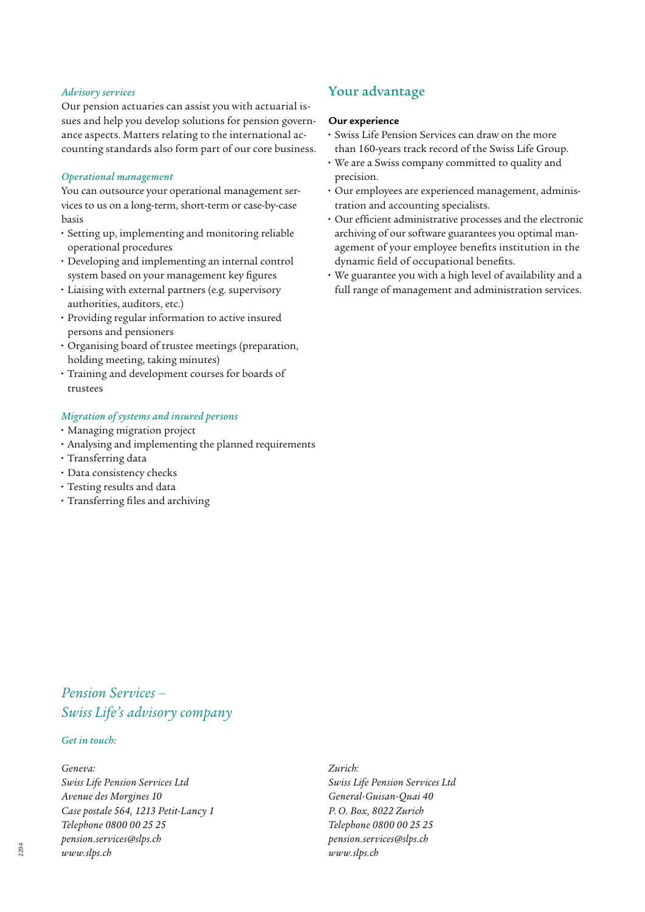*Advisory services*

Our pension actuaries can assist you with actuarial issues and help you develop solutions for pension governance aspects. Matters relating to the international accounting standards also form part of our core business.

*Operational management*

You can outsource your operational management services to us on a long-term, short-term or case-by-case basis

- Setting up, implementing and monitoring reliable operational procedures
- Developing and implementing an internal control system based on your management key figures
- Liaising with external partners (e.g. supervisory authorities, auditors, etc.)
- Providing regular information to active insured persons and pensioners
- Organising board of trustee meetings (preparation, holding meeting, taking minutes)
- Training and development courses for boards of trustees

*Migration of systems and insured persons*

- Managing migration project
- Analysing and implementing the planned requirements
- Transferring data
- Data consistency checks
- Testing results and data
- Transferring files and archiving

## Your advantage

**Our experience**

- Swiss Life Pension Services can draw on the more than 160-years track record of the Swiss Life Group.
- We are a Swiss company committed to quality and precision.
- Our employees are experienced management, administration and accounting specialists.
- Our efficient administrative processes and the electronic archiving of our software guarantees you optimal management of your employee benefits institution in the dynamic field of occupational benefits.
- We guarantee you with a high level of availability and a full range of management and administration services.

## *Pension Services – Swiss Life's advisory company*

*Get in touch:*

*Geneva:*
*Swiss Life Pension Services Ltd*
*Avenue des Morgines 10*
*Case postale 564, 1213 Petit-Lancy 1*
*Telephone 0800 00 25 25*
*pension.services@slps.ch*
*www.slps.ch*

*Zurich:*
*Swiss Life Pension Services Ltd*
*General-Guisan-Quai 40*
*P. O. Box, 8022 Zurich*
*Telephone 0800 00 25 25*
*pension.services@slps.ch*
*www.slps.ch*